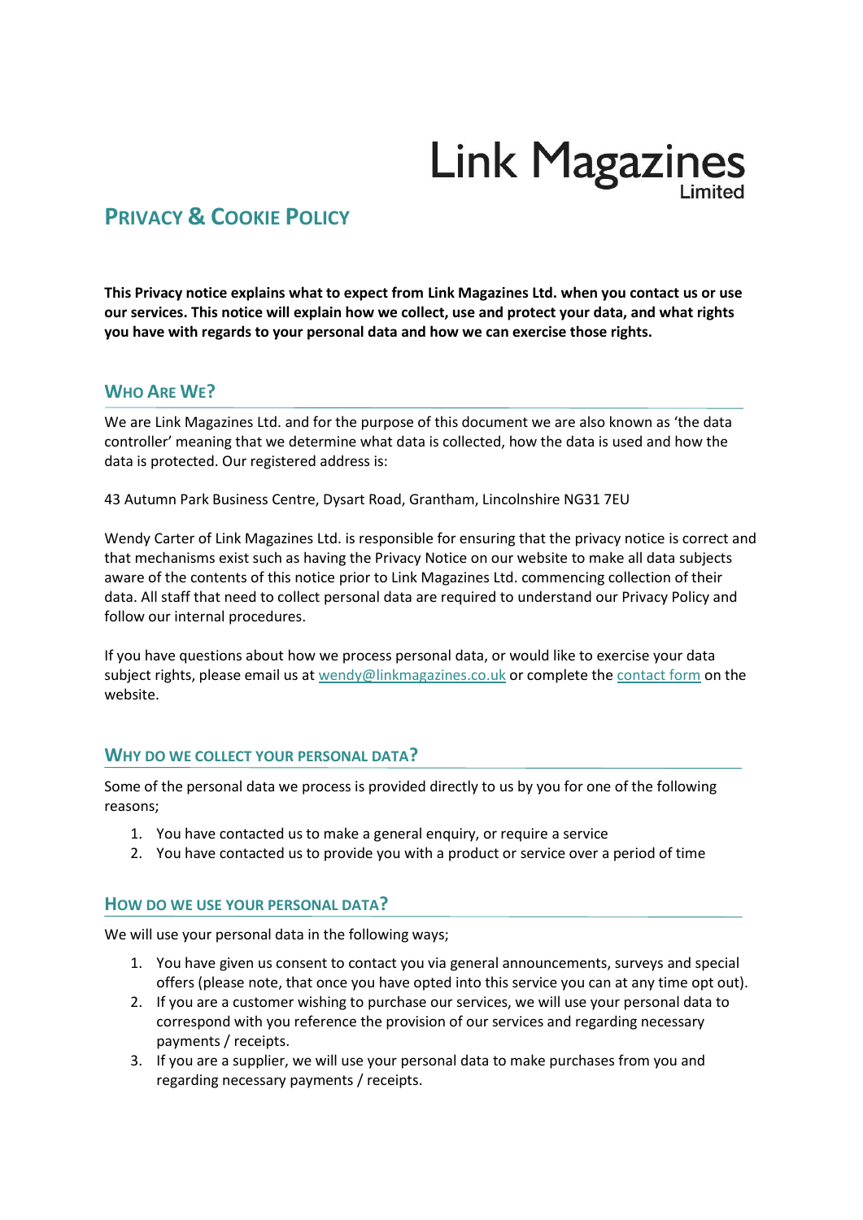Link Magazines Limited

# Privacy & Cookie Policy

**This Privacy notice explains what to expect from Link Magazines Ltd. when you contact us or use our services. This notice will explain how we collect, use and protect your data, and what rights you have with regards to your personal data and how we can exercise those rights.**

## Who Are We?

We are Link Magazines Ltd. and for the purpose of this document we are also known as 'the data controller' meaning that we determine what data is collected, how the data is used and how the data is protected. Our registered address is:

43 Autumn Park Business Centre, Dysart Road, Grantham, Lincolnshire NG31 7EU

Wendy Carter of Link Magazines Ltd. is responsible for ensuring that the privacy notice is correct and that mechanisms exist such as having the Privacy Notice on our website to make all data subjects aware of the contents of this notice prior to Link Magazines Ltd. commencing collection of their data. All staff that need to collect personal data are required to understand our Privacy Policy and follow our internal procedures.

If you have questions about how we process personal data, or would like to exercise your data subject rights, please email us at wendy@linkmagazines.co.uk or complete the contact form on the website.

## Why do we collect your personal data?

Some of the personal data we process is provided directly to us by you for one of the following reasons;

1. You have contacted us to make a general enquiry, or require a service
2. You have contacted us to provide you with a product or service over a period of time

## How do we use your personal data?

We will use your personal data in the following ways;

1. You have given us consent to contact you via general announcements, surveys and special offers (please note, that once you have opted into this service you can at any time opt out).
2. If you are a customer wishing to purchase our services, we will use your personal data to correspond with you reference the provision of our services and regarding necessary payments / receipts.
3. If you are a supplier, we will use your personal data to make purchases from you and regarding necessary payments / receipts.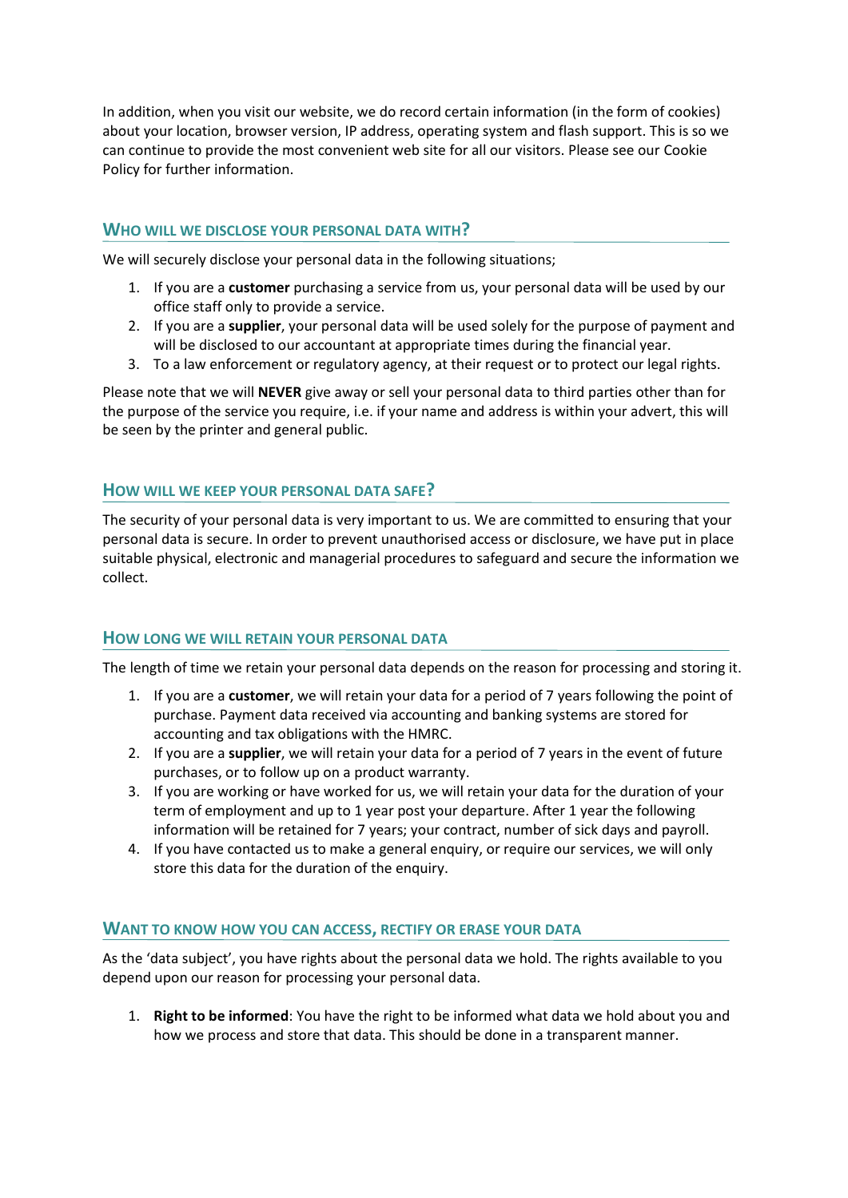In addition, when you visit our website, we do record certain information (in the form of cookies) about your location, browser version, IP address, operating system and flash support. This is so we can continue to provide the most convenient web site for all our visitors. Please see our Cookie Policy for further information.

## Who will we disclose your personal data with?

We will securely disclose your personal data in the following situations;

1. If you are a **customer** purchasing a service from us, your personal data will be used by our office staff only to provide a service.
2. If you are a **supplier**, your personal data will be used solely for the purpose of payment and will be disclosed to our accountant at appropriate times during the financial year.
3. To a law enforcement or regulatory agency, at their request or to protect our legal rights.

Please note that we will **NEVER** give away or sell your personal data to third parties other than for the purpose of the service you require, i.e. if your name and address is within your advert, this will be seen by the printer and general public.

## How will we keep your personal data safe?

The security of your personal data is very important to us. We are committed to ensuring that your personal data is secure. In order to prevent unauthorised access or disclosure, we have put in place suitable physical, electronic and managerial procedures to safeguard and secure the information we collect.

## How long we will retain your personal data

The length of time we retain your personal data depends on the reason for processing and storing it.

1. If you are a **customer**, we will retain your data for a period of 7 years following the point of purchase. Payment data received via accounting and banking systems are stored for accounting and tax obligations with the HMRC.
2. If you are a **supplier**, we will retain your data for a period of 7 years in the event of future purchases, or to follow up on a product warranty.
3. If you are working or have worked for us, we will retain your data for the duration of your term of employment and up to 1 year post your departure. After 1 year the following information will be retained for 7 years; your contract, number of sick days and payroll.
4. If you have contacted us to make a general enquiry, or require our services, we will only store this data for the duration of the enquiry.

## Want to know how you can access, rectify or erase your data

As the 'data subject', you have rights about the personal data we hold. The rights available to you depend upon our reason for processing your personal data.

1. **Right to be informed**: You have the right to be informed what data we hold about you and how we process and store that data. This should be done in a transparent manner.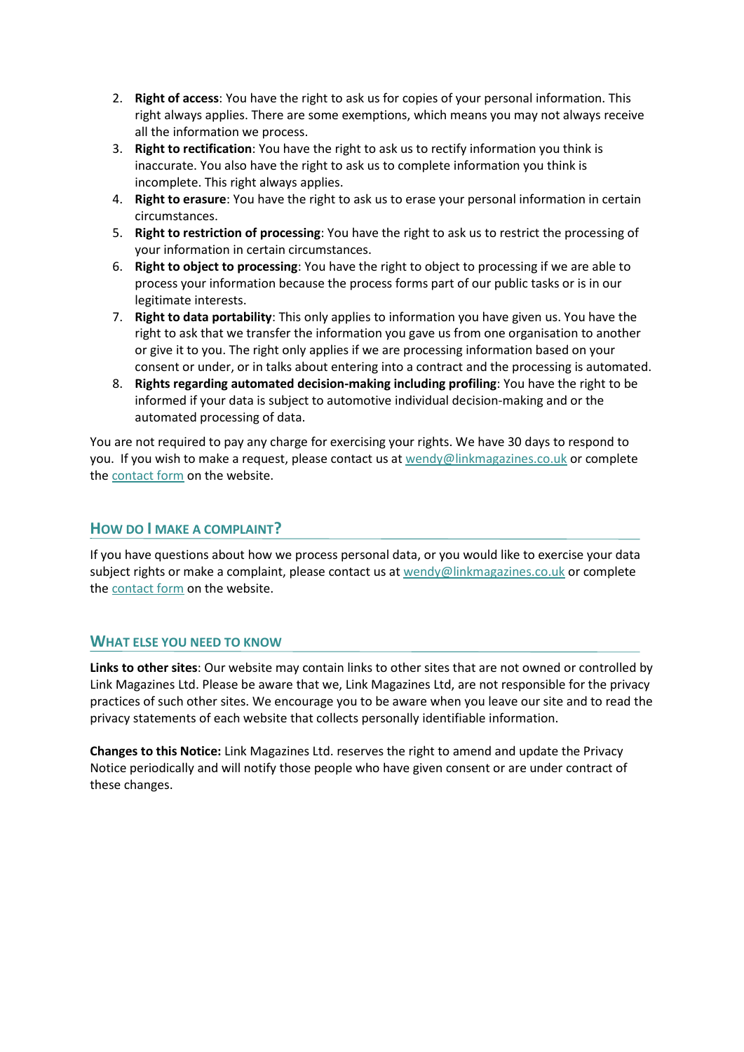2. **Right of access**: You have the right to ask us for copies of your personal information. This right always applies. There are some exemptions, which means you may not always receive all the information we process.
3. **Right to rectification**: You have the right to ask us to rectify information you think is inaccurate. You also have the right to ask us to complete information you think is incomplete. This right always applies.
4. **Right to erasure**: You have the right to ask us to erase your personal information in certain circumstances.
5. **Right to restriction of processing**: You have the right to ask us to restrict the processing of your information in certain circumstances.
6. **Right to object to processing**: You have the right to object to processing if we are able to process your information because the process forms part of our public tasks or is in our legitimate interests.
7. **Right to data portability**: This only applies to information you have given us. You have the right to ask that we transfer the information you gave us from one organisation to another or give it to you. The right only applies if we are processing information based on your consent or under, or in talks about entering into a contract and the processing is automated.
8. **Rights regarding automated decision-making including profiling**: You have the right to be informed if your data is subject to automotive individual decision-making and or the automated processing of data.

You are not required to pay any charge for exercising your rights. We have 30 days to respond to you. If you wish to make a request, please contact us at wendy@linkmagazines.co.uk or complete the contact form on the website.

## How do I make a complaint?

If you have questions about how we process personal data, or you would like to exercise your data subject rights or make a complaint, please contact us at wendy@linkmagazines.co.uk or complete the contact form on the website.

## What else you need to know

**Links to other sites**: Our website may contain links to other sites that are not owned or controlled by Link Magazines Ltd. Please be aware that we, Link Magazines Ltd, are not responsible for the privacy practices of such other sites. We encourage you to be aware when you leave our site and to read the privacy statements of each website that collects personally identifiable information.

**Changes to this Notice:** Link Magazines Ltd. reserves the right to amend and update the Privacy Notice periodically and will notify those people who have given consent or are under contract of these changes.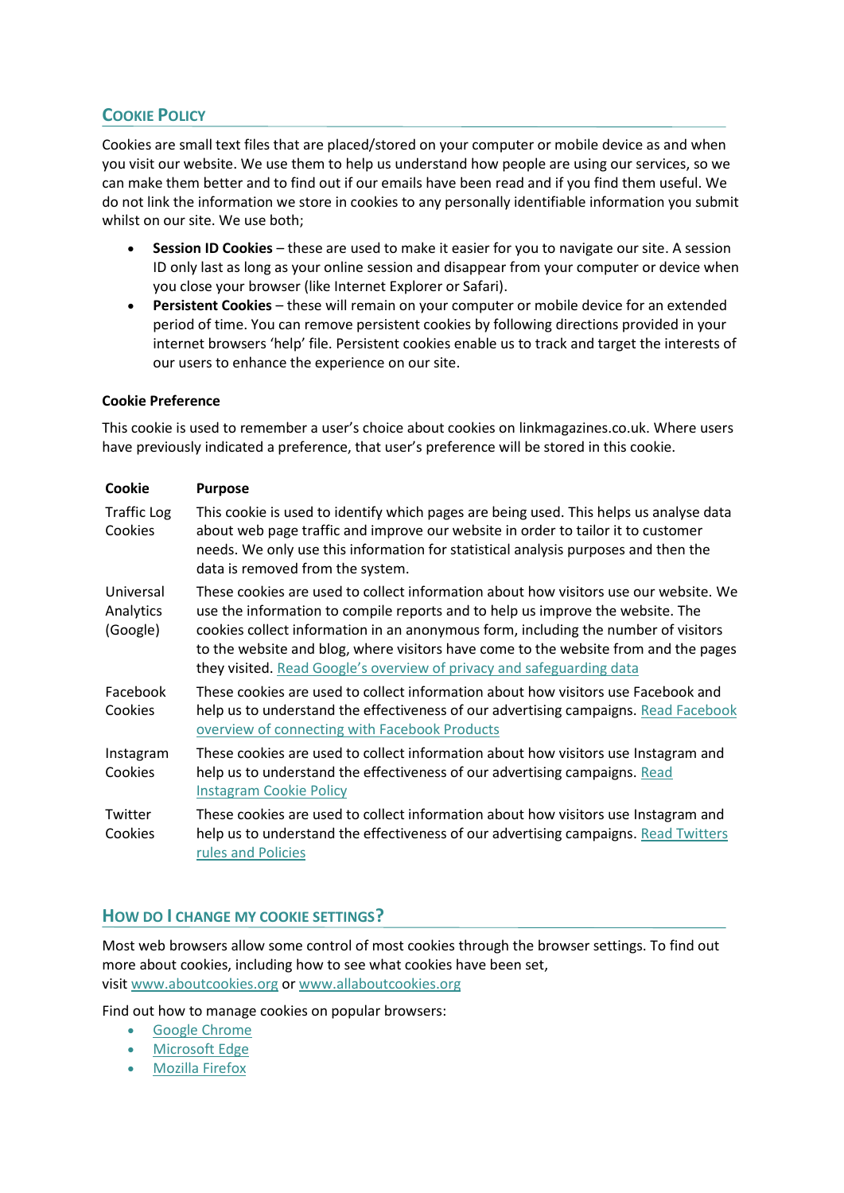## Cookie Policy

Cookies are small text files that are placed/stored on your computer or mobile device as and when you visit our website. We use them to help us understand how people are using our services, so we can make them better and to find out if our emails have been read and if you find them useful. We do not link the information we store in cookies to any personally identifiable information you submit whilst on our site. We use both;

- **Session ID Cookies** – these are used to make it easier for you to navigate our site. A session ID only last as long as your online session and disappear from your computer or device when you close your browser (like Internet Explorer or Safari).
- **Persistent Cookies** – these will remain on your computer or mobile device for an extended period of time. You can remove persistent cookies by following directions provided in your internet browsers 'help' file. Persistent cookies enable us to track and target the interests of our users to enhance the experience on our site.

**Cookie Preference**

This cookie is used to remember a user's choice about cookies on linkmagazines.co.uk. Where users have previously indicated a preference, that user's preference will be stored in this cookie.

| Cookie | Purpose |
| --- | --- |
| Traffic Log Cookies | This cookie is used to identify which pages are being used. This helps us analyse data about web page traffic and improve our website in order to tailor it to customer needs. We only use this information for statistical analysis purposes and then the data is removed from the system. |
| Universal Analytics (Google) | These cookies are used to collect information about how visitors use our website. We use the information to compile reports and to help us improve the website. The cookies collect information in an anonymous form, including the number of visitors to the website and blog, where visitors have come to the website from and the pages they visited. Read Google's overview of privacy and safeguarding data |
| Facebook Cookies | These cookies are used to collect information about how visitors use Facebook and help us to understand the effectiveness of our advertising campaigns. Read Facebook overview of connecting with Facebook Products |
| Instagram Cookies | These cookies are used to collect information about how visitors use Instagram and help us to understand the effectiveness of our advertising campaigns. Read Instagram Cookie Policy |
| Twitter Cookies | These cookies are used to collect information about how visitors use Instagram and help us to understand the effectiveness of our advertising campaigns. Read Twitters rules and Policies |

## How do I change my cookie settings?

Most web browsers allow some control of most cookies through the browser settings. To find out more about cookies, including how to see what cookies have been set, visit www.aboutcookies.org or www.allaboutcookies.org

Find out how to manage cookies on popular browsers:

- Google Chrome
- Microsoft Edge
- Mozilla Firefox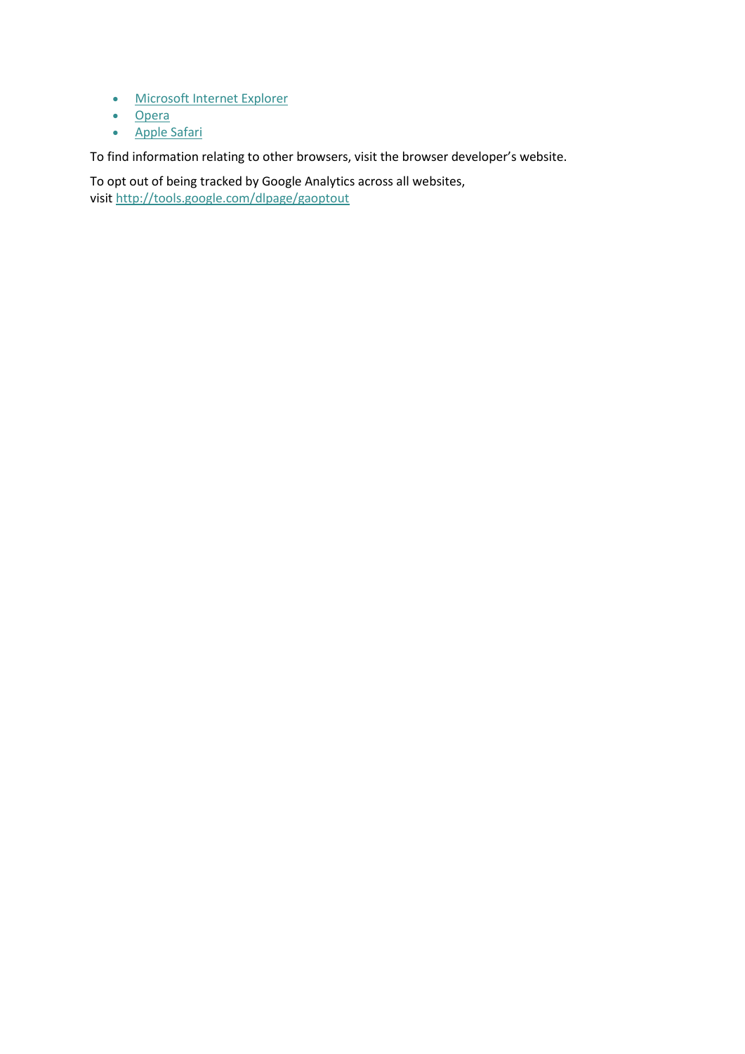- Microsoft Internet Explorer
- Opera
- Apple Safari

To find information relating to other browsers, visit the browser developer's website.

To opt out of being tracked by Google Analytics across all websites, visit http://tools.google.com/dlpage/gaoptout